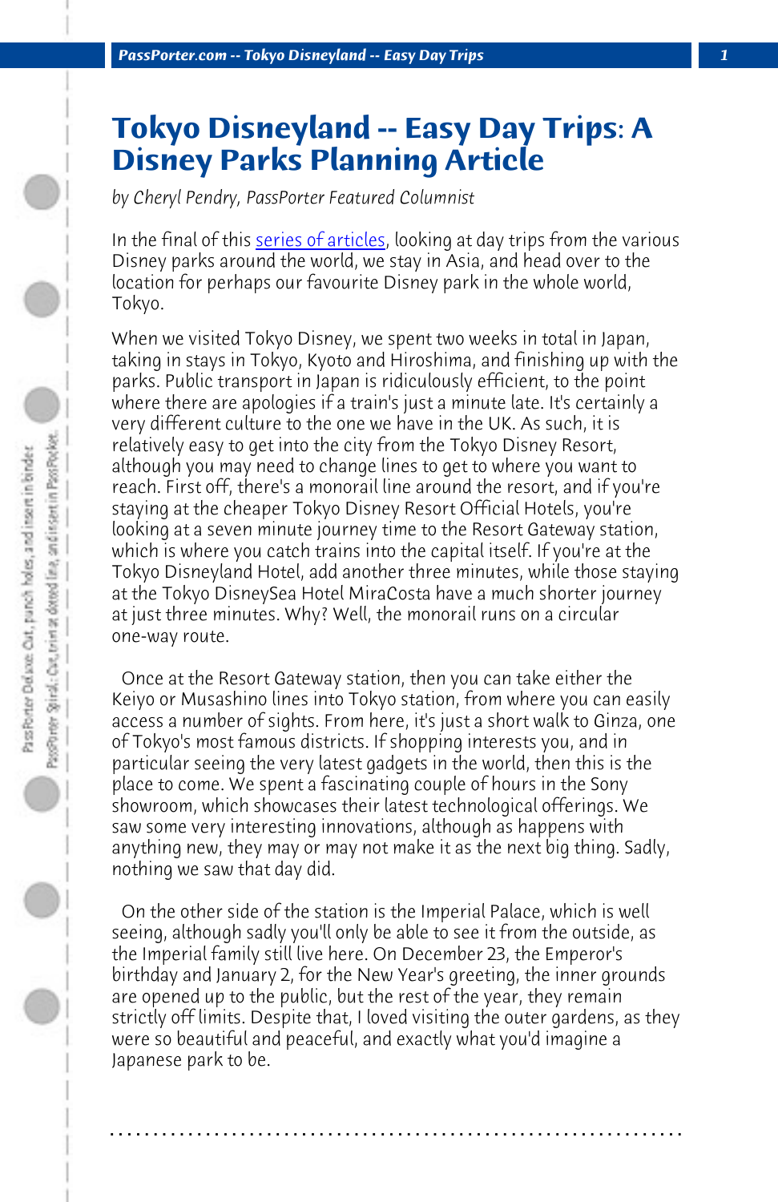# Tokyo Disneyland -- Easy Day Trips: A Disney Parks Planning Article

*by Cheryl Pendry, PassPorter Featured Columnist*

In the final of this series of articles, looking at day trips from the various Disney parks around the world, we stay in Asia, and head over to the location for perhaps our favourite Disney park in the whole world, Tokyo.

When we visited Tokyo Disney, we spent two weeks in total in Japan, taking in stays in Tokyo, Kyoto and Hiroshima, and finishing up with the parks. Public transport in Japan is ridiculously efficient, to the point where there are apologies if a train's just a minute late. It's certainly a very different culture to the one we have in the UK. As such, it is relatively easy to get into the city from the Tokyo Disney Resort, although you may need to change lines to get to where you want to reach. First off, there's a monorail line around the resort, and if you're staying at the cheaper Tokyo Disney Resort Official Hotels, you're looking at a seven minute journey time to the Resort Gateway station, which is where you catch trains into the capital itself. If you're at the Tokyo Disneyland Hotel, add another three minutes, while those staying at the Tokyo DisneySea Hotel MiraCosta have a much shorter journey at just three minutes. Why? Well, the monorail runs on a circular one-way route.

Once at the Resort Gateway station, then you can take either the Keiyo or Musashino lines into Tokyo station, from where you can easily access a number of sights. From here, it's just a short walk to Ginza, one of Tokyo's most famous districts. If shopping interests you, and in particular seeing the very latest gadgets in the world, then this is the place to come. We spent a fascinating couple of hours in the Sony showroom, which showcases their latest technological offerings. We saw some very interesting innovations, although as happens with anything new, they may or may not make it as the next big thing. Sadly, nothing we saw that day did.

On the other side of the station is the Imperial Palace, which is well seeing, although sadly you'll only be able to see it from the outside, as the Imperial family still live here. On December 23, the Emperor's birthday and January 2, for the New Year's greeting, the inner grounds are opened up to the public, but the rest of the year, they remain strictly off limits. Despite that, I loved visiting the outer gardens, as they were so beautiful and peaceful, and exactly what you'd imagine a Japanese park to be.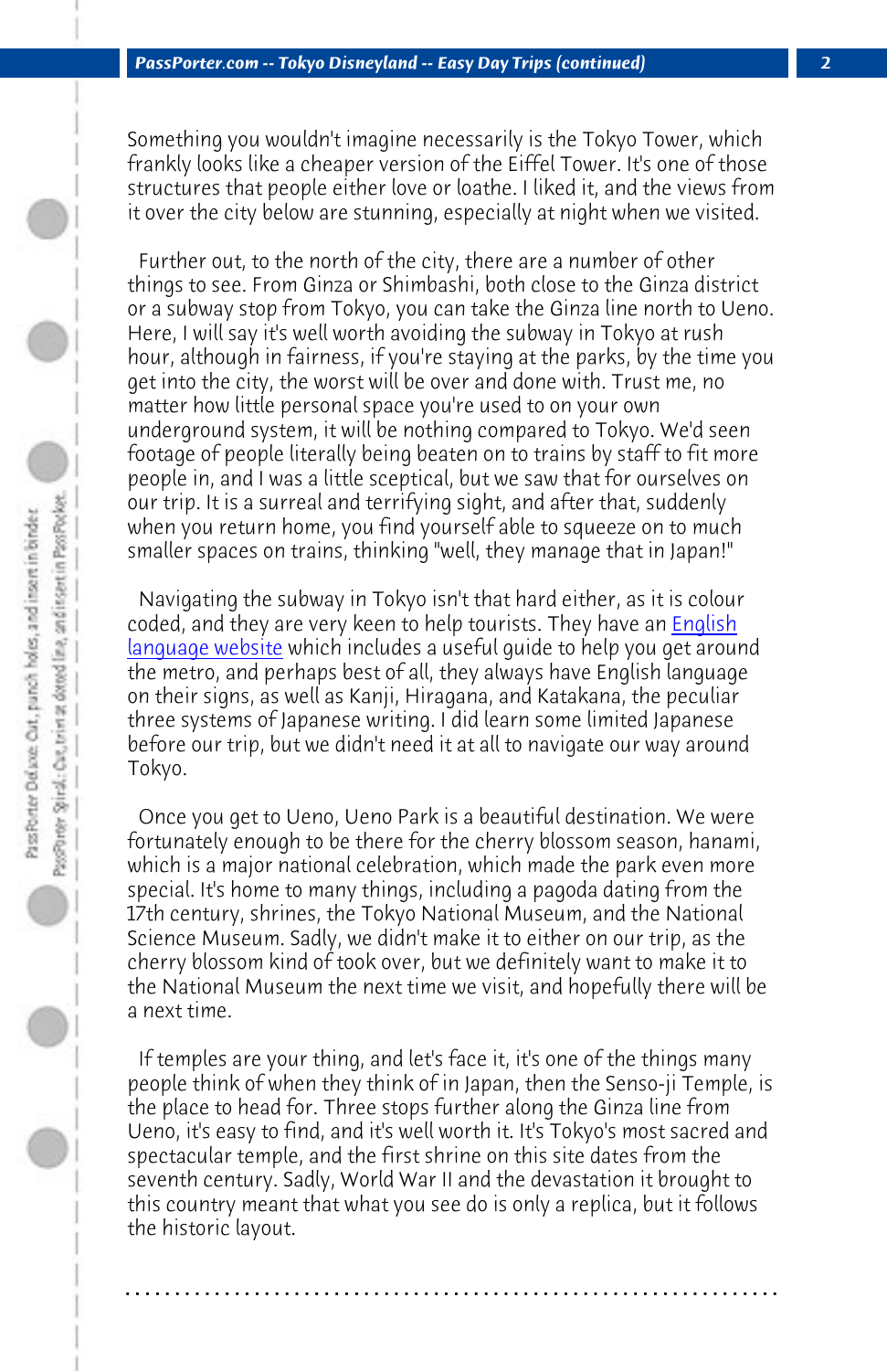Something you wouldn't imagine necessarily is the Tokyo Tower, which frankly looks like a cheaper version of the Eiffel Tower. It's one of those structures that people either love or loathe. I liked it, and the views from it over the city below are stunning, especially at night when we visited.

Further out, to the north of the city, there are a number of other things to see. From Ginza or Shimbashi, both close to the Ginza district or a subway stop from Tokyo, you can take the Ginza line north to Ueno. Here, I will say it's well worth avoiding the subway in Tokyo at rush hour, although in fairness, if you're staying at the parks, by the time you get into the city, the worst will be over and done with. Trust me, no matter how little personal space you're used to on your own underground system, it will be nothing compared to Tokyo. We'd seen footage of people literally being beaten on to trains by staff to fit more people in, and I was a little sceptical, but we saw that for ourselves on our trip. It is a surreal and terrifying sight, and after that, suddenly when you return home, you find yourself able to squeeze on to much smaller spaces on trains, thinking "well, they manage that in Japan!"

Navigating the subway in Tokyo isn't that hard either, as it is colour coded, and they are very keen to help tourists. They have an English language website which includes a useful guide to help you get around the metro, and perhaps best of all, they always have English language on their signs, as well as Kanji, Hiragana, and Katakana, the peculiar three systems of Japanese writing. I did learn some limited Japanese before our trip, but we didn't need it at all to navigate our way around Tokyo.

Once you get to Ueno, Ueno Park is a beautiful destination. We were fortunately enough to be there for the cherry blossom season, hanami, which is a major national celebration, which made the park even more special. It's home to many things, including a pagoda dating from the 17th century, shrines, the Tokyo National Museum, and the National Science Museum. Sadly, we didn't make it to either on our trip, as the cherry blossom kind of took over, but we definitely want to make it to the National Museum the next time we visit, and hopefully there will be a next time.

If temples are your thing, and let's face it, it's one of the things many people think of when they think of in Japan, then the Senso-ji Temple, is the place to head for. Three stops further along the Ginza line from Ueno, it's easy to find, and it's well worth it. It's Tokyo's most sacred and spectacular temple, and the first shrine on this site dates from the seventh century. Sadly, World War II and the devastation it brought to this country meant that what you see do is only a replica, but it follows the historic layout.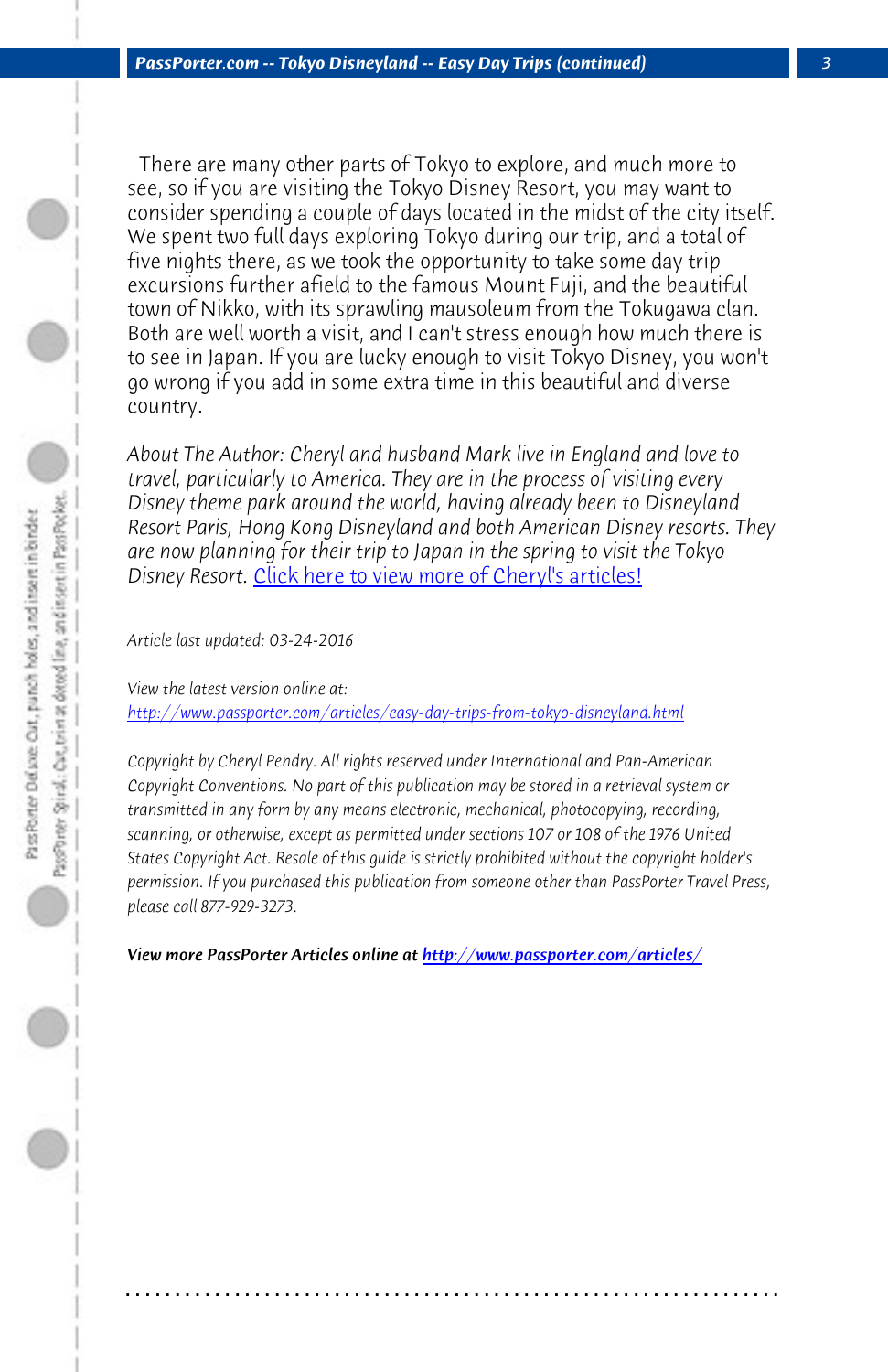There are many other parts of Tokyo to explore, and much more to see, so if you are visiting the Tokyo Disney Resort, you may want to consider spending a couple of days located in the midst of the city itself. We spent two full days exploring Tokyo during our trip, and a total of five nights there, as we took the opportunity to take some day trip excursions further afield to the famous Mount Fuji, and the beautiful town of Nikko, with its sprawling mausoleum from the Tokugawa clan. Both are well worth a visit, and I can't stress enough how much there is to see in Japan. If you are lucky enough to visit Tokyo Disney, you won't go wrong if you add in some extra time in this beautiful and diverse country.

*About The Author: Cheryl and husband Mark live in England and love to travel, particularly to America. They are in the process of visiting every Disney theme park around the world, having already been to Disneyland Resort Paris, Hong Kong Disneyland and both American Disney resorts. They are now planning for their trip to Japan in the spring to visit the Tokyo Disney Resort.* Click here to view more of Cheryl's articles!

*Article last updated: 03-24-2016*

*View the latest version online at:*
*http://www.passporter.com/articles/easy-day-trips-from-tokyo-disneyland.html*

*Copyright by Cheryl Pendry. All rights reserved under International and Pan-American Copyright Conventions. No part of this publication may be stored in a retrieval system or transmitted in any form by any means electronic, mechanical, photocopying, recording, scanning, or otherwise, except as permitted under sections 107 or 108 of the 1976 United States Copyright Act. Resale of this guide is strictly prohibited without the copyright holder's permission. If you purchased this publication from someone other than PassPorter Travel Press, please call 877-929-3273.*

***View more PassPorter Articles online at http://www.passporter.com/articles/***